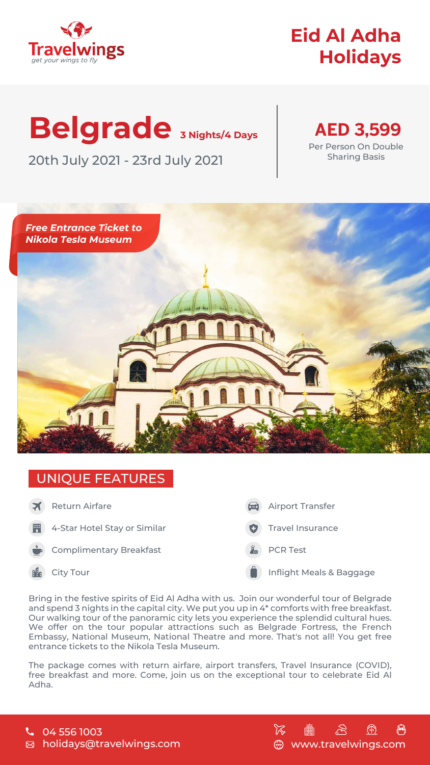Travelwings

get your wings to fly

# Eid Al Adha Holidays

## Belgrade 3 Nights/4 Days

20th July 2021 - 23rd July 2021

**AED 3,599**

Per Person On Double Sharing Basis

*Free Entrance Ticket to Nikola Tesla Museum*

## UNIQUE FEATURES

- Return Airfare
- 4-Star Hotel Stay or Similar
- Complimentary Breakfast
- City Tour
- Airport Transfer
- Travel Insurance
- PCR Test
- Inflight Meals & Baggage

Bring in the festive spirits of Eid Al Adha with us. Join our wonderful tour of Belgrade and spend 3 nights in the capital city. We put you up in 4* comforts with free breakfast. Our walking tour of the panoramic city lets you experience the splendid cultural hues. We offer on the tour popular attractions such as Belgrade Fortress, the French Embassy, National Museum, National Theatre and more. That's not all! You get free entrance tickets to the Nikola Tesla Museum.

The package comes with return airfare, airport transfers, Travel Insurance (COVID), free breakfast and more. Come, join us on the exceptional tour to celebrate Eid Al Adha.

04 556 1003

holidays@travelwings.com

www.travelwings.com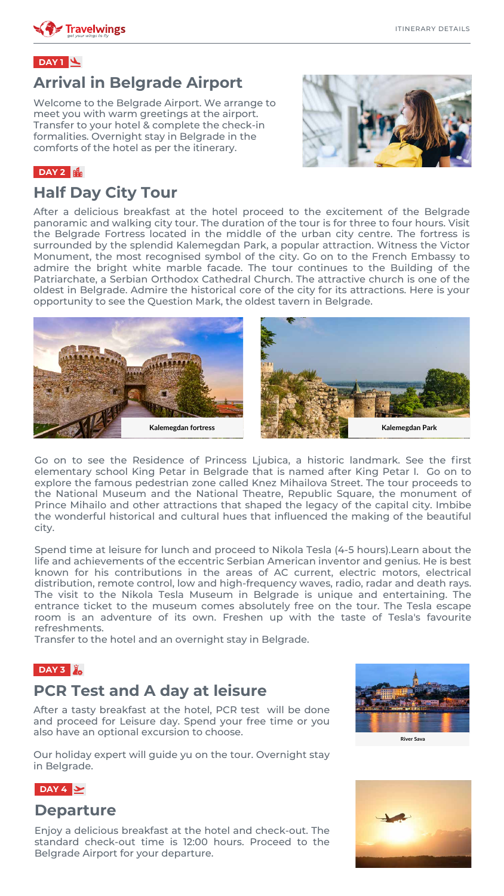DAY 1

## Arrival in Belgrade Airport

Welcome to the Belgrade Airport. We arrange to meet you with warm greetings at the airport. Transfer to your hotel & complete the check-in formalities. Overnight stay in Belgrade in the comforts of the hotel as per the itinerary.

DAY 2

## Half Day City Tour

After a delicious breakfast at the hotel proceed to the excitement of the Belgrade panoramic and walking city tour. The duration of the tour is for three to four hours. Visit the Belgrade Fortress located in the middle of the urban city centre. The fortress is surrounded by the splendid Kalemegdan Park, a popular attraction. Witness the Victor Monument, the most recognised symbol of the city. Go on to the French Embassy to admire the bright white marble facade. The tour continues to the Building of the Patriarchate, a Serbian Orthodox Cathedral Church. The attractive church is one of the oldest in Belgrade. Admire the historical core of the city for its attractions. Here is your opportunity to see the Question Mark, the oldest tavern in Belgrade.

Kalemegdan fortress

Kalemegdan Park

Go on to see the Residence of Princess Ljubica, a historic landmark. See the first elementary school King Petar in Belgrade that is named after King Petar I. Go on to explore the famous pedestrian zone called Knez Mihailova Street. The tour proceeds to the National Museum and the National Theatre, Republic Square, the monument of Prince Mihailo and other attractions that shaped the legacy of the capital city. Imbibe the wonderful historical and cultural hues that influenced the making of the beautiful city.

Spend time at leisure for lunch and proceed to Nikola Tesla (4-5 hours).Learn about the life and achievements of the eccentric Serbian American inventor and genius. He is best known for his contributions in the areas of AC current, electric motors, electrical distribution, remote control, low and high-frequency waves, radio, radar and death rays. The visit to the Nikola Tesla Museum in Belgrade is unique and entertaining. The entrance ticket to the museum comes absolutely free on the tour. The Tesla escape room is an adventure of its own. Freshen up with the taste of Tesla's favourite refreshments.

Transfer to the hotel and an overnight stay in Belgrade.

DAY 3

## PCR Test and A day at leisure

After a tasty breakfast at the hotel, PCR test will be done and proceed for Leisure day. Spend your free time or you also have an optional excursion to choose.

Our holiday expert will guide yu on the tour. Overnight stay in Belgrade.

River Sava

DAY 4

## Departure

Enjoy a delicious breakfast at the hotel and check-out. The standard check-out time is 12:00 hours. Proceed to the Belgrade Airport for your departure.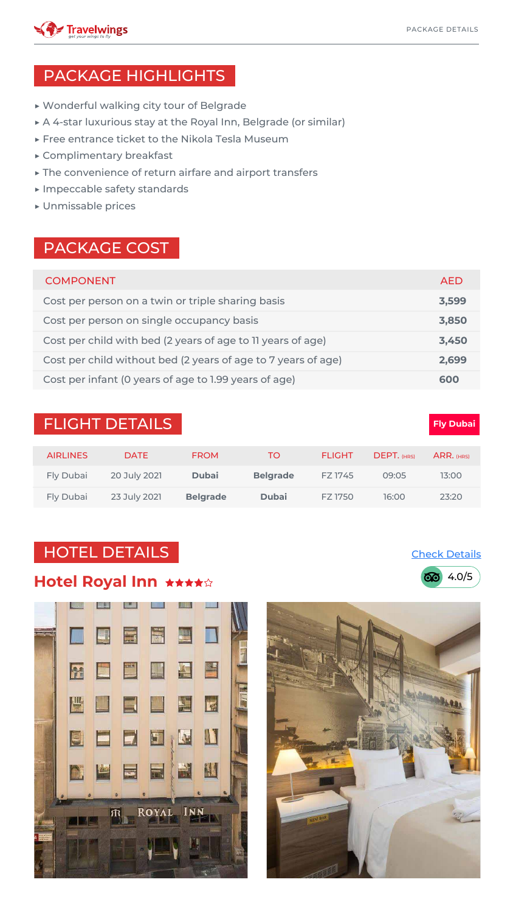## PACKAGE HIGHLIGHTS

- Wonderful walking city tour of Belgrade
- A 4-star luxurious stay at the Royal Inn, Belgrade (or similar)
- Free entrance ticket to the Nikola Tesla Museum
- Complimentary breakfast
- The convenience of return airfare and airport transfers
- Impeccable safety standards
- Unmissable prices

## PACKAGE COST

| COMPONENT | AED |
| --- | --- |
| Cost per person on a twin or triple sharing basis | **3,599** |
| Cost per person on single occupancy basis | **3,850** |
| Cost per child with bed (2 years of age to 11 years of age) | **3,450** |
| Cost per child without bed (2 years of age to 7 years of age) | **2,699** |
| Cost per infant (0 years of age to 1.99 years of age) | **600** |

## FLIGHT DETAILS

**Fly Dubai**

| AIRLINES | DATE | FROM | TO | FLIGHT | DEPT. (HRS) | ARR. (HRS) |
| --- | --- | --- | --- | --- | --- | --- |
| Fly Dubai | 20 July 2021 | **Dubai** | **Belgrade** | FZ 1745 | 09:05 | 13:00 |
| Fly Dubai | 23 July 2021 | **Belgrade** | **Dubai** | FZ 1750 | 16:00 | 23:20 |

## HOTEL DETAILS

Check Details

### Hotel Royal Inn ★★★★☆

4.0/5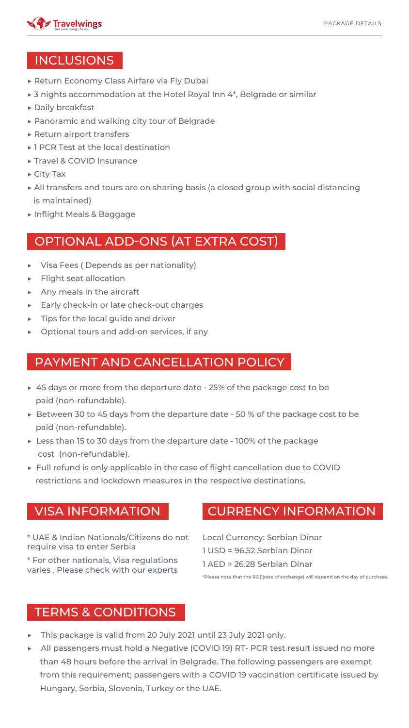## INCLUSIONS

- Return Economy Class Airfare via Fly Dubai
- 3 nights accommodation at the Hotel Royal Inn 4*, Belgrade or similar
- Daily breakfast
- Panoramic and walking city tour of Belgrade
- Return airport transfers
- 1 PCR Test at the local destination
- Travel & COVID Insurance
- City Tax
- All transfers and tours are on sharing basis (a closed group with social distancing is maintained)
- Inflight Meals & Baggage

## OPTIONAL ADD-ONS (AT EXTRA COST)

- Visa Fees ( Depends as per nationality)
- Flight seat allocation
- Any meals in the aircraft
- Early check-in or late check-out charges
- Tips for the local guide and driver
- Optional tours and add-on services, if any

## PAYMENT AND CANCELLATION POLICY

- 45 days or more from the departure date - 25% of the package cost to be paid (non-refundable).
- Between 30 to 45 days from the departure date - 50 % of the package cost to be paid (non-refundable).
- Less than 15 to 30 days from the departure date - 100% of the package cost (non-refundable).
- Full refund is only applicable in the case of flight cancellation due to COVID restrictions and lockdown measures in the respective destinations.

## VISA INFORMATION

* UAE & Indian Nationals/Citizens do not require visa to enter Serbia

* For other nationals, Visa regulations varies . Please check with our experts

## CURRENCY INFORMATION

Local Currency: Serbian Dinar

1 USD = 96.52 Serbian Dinar

1 AED = 26.28 Serbian Dinar

*Please note that the ROE(rate of exchange) will depend on the day of purchase.

## TERMS & CONDITIONS

- This package is valid from 20 July 2021 until 23 July 2021 only.
- All passengers must hold a Negative (COVID 19) RT- PCR test result issued no more than 48 hours before the arrival in Belgrade. The following passengers are exempt from this requirement; passengers with a COVID 19 vaccination certificate issued by Hungary, Serbia, Slovenia, Turkey or the UAE.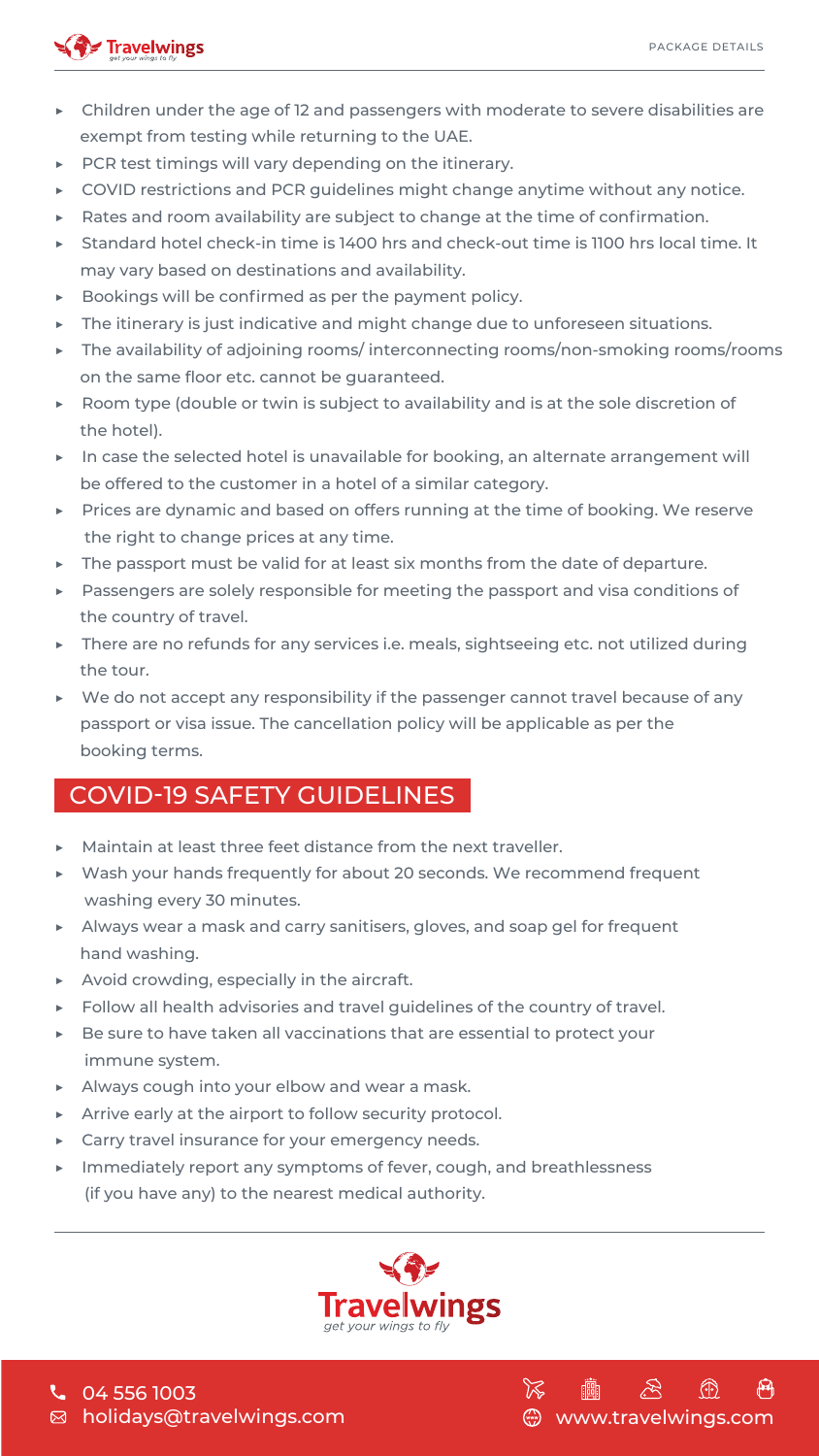- Children under the age of 12 and passengers with moderate to severe disabilities are exempt from testing while returning to the UAE.
- PCR test timings will vary depending on the itinerary.
- COVID restrictions and PCR guidelines might change anytime without any notice.
- Rates and room availability are subject to change at the time of confirmation.
- Standard hotel check-in time is 1400 hrs and check-out time is 1100 hrs local time. It may vary based on destinations and availability.
- Bookings will be confirmed as per the payment policy.
- The itinerary is just indicative and might change due to unforeseen situations.
- The availability of adjoining rooms/ interconnecting rooms/non-smoking rooms/rooms on the same floor etc. cannot be guaranteed.
- Room type (double or twin is subject to availability and is at the sole discretion of the hotel).
- In case the selected hotel is unavailable for booking, an alternate arrangement will be offered to the customer in a hotel of a similar category.
- Prices are dynamic and based on offers running at the time of booking. We reserve the right to change prices at any time.
- The passport must be valid for at least six months from the date of departure.
- Passengers are solely responsible for meeting the passport and visa conditions of the country of travel.
- There are no refunds for any services i.e. meals, sightseeing etc. not utilized during the tour.
- We do not accept any responsibility if the passenger cannot travel because of any passport or visa issue. The cancellation policy will be applicable as per the booking terms.

## COVID-19 SAFETY GUIDELINES

- Maintain at least three feet distance from the next traveller.
- Wash your hands frequently for about 20 seconds. We recommend frequent washing every 30 minutes.
- Always wear a mask and carry sanitisers, gloves, and soap gel for frequent hand washing.
- Avoid crowding, especially in the aircraft.
- Follow all health advisories and travel guidelines of the country of travel.
- Be sure to have taken all vaccinations that are essential to protect your immune system.
- Always cough into your elbow and wear a mask.
- Arrive early at the airport to follow security protocol.
- Carry travel insurance for your emergency needs.
- Immediately report any symptoms of fever, cough, and breathlessness (if you have any) to the nearest medical authority.

Travelwings
*get your wings to fly*

04 556 1003
holidays@travelwings.com
www.travelwings.com